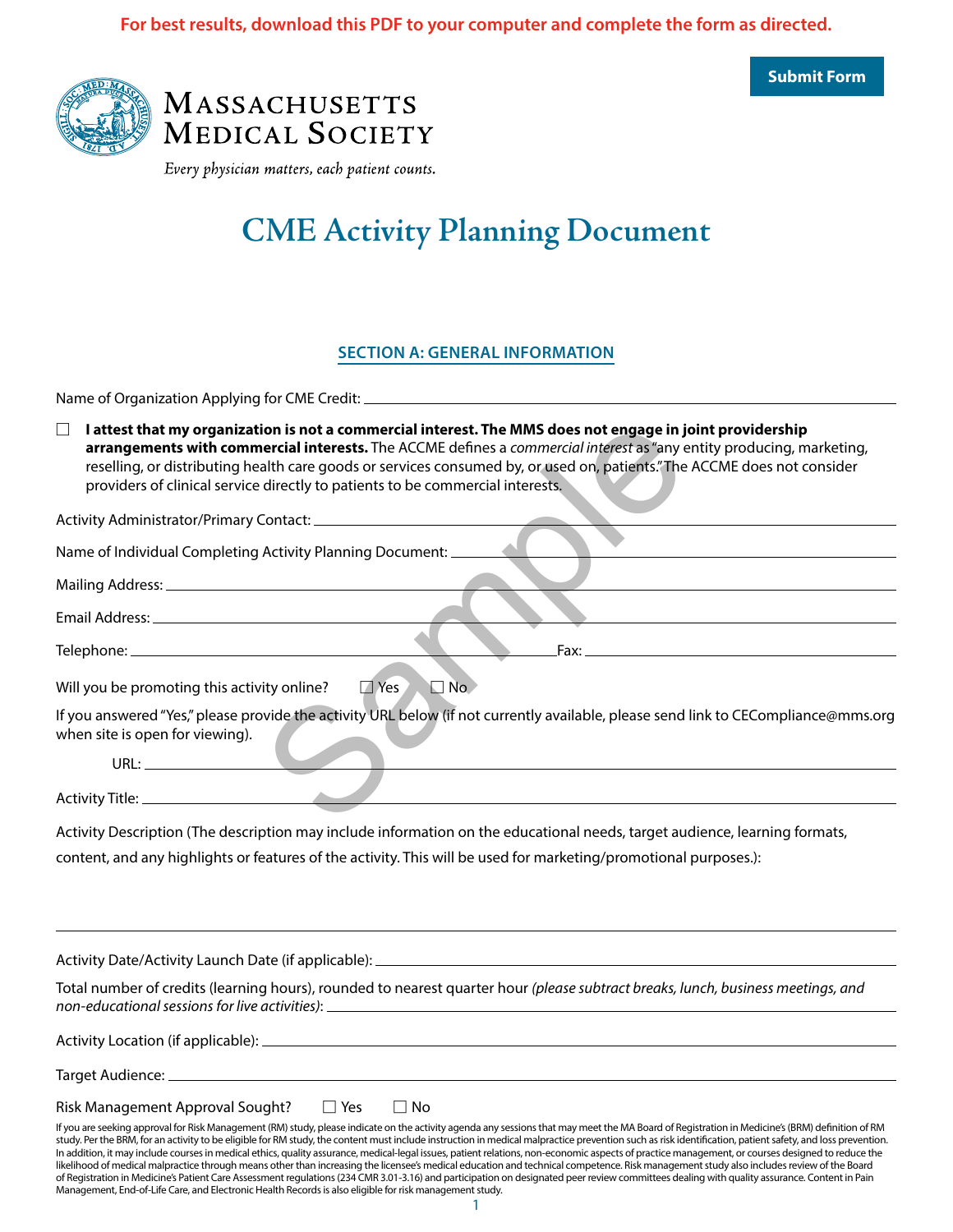For best results, download this PDF to your computer and complete the form as directed.

Submit Form

MASSACHUSETTS MEDICAL SOCIETY

*Every physician matters, each patient counts.*

# CME Activity Planning Document

## SECTION A: GENERAL INFORMATION

Name of Organization Applying for CME Credit: ______________________________

☐ **I attest that my organization is not a commercial interest. The MMS does not engage in joint providership arrangements with commercial interests.** The ACCME defines a *commercial interest* as "any entity producing, marketing, reselling, or distributing health care goods or services consumed by, or used on, patients." The ACCME does not consider providers of clinical service directly to patients to be commercial interests.

Activity Administrator/Primary Contact: ______________________________

Name of Individual Completing Activity Planning Document: ______________________________

Mailing Address: ______________________________

Email Address: ______________________________

Telephone: ______________________________ Fax: ______________________________

Will you be promoting this activity online? ☐ Yes ☐ No

If you answered "Yes," please provide the activity URL below (if not currently available, please send link to CECompliance@mms.org when site is open for viewing).

URL: ______________________________

Activity Title: ______________________________

Activity Description (The description may include information on the educational needs, target audience, learning formats, content, and any highlights or features of the activity. This will be used for marketing/promotional purposes.):

______________________________

Activity Date/Activity Launch Date (if applicable): ______________________________

Total number of credits (learning hours), rounded to nearest quarter hour *(please subtract breaks, lunch, business meetings, and non-educational sessions for live activities)*: ______________________________

Activity Location (if applicable): ______________________________

Target Audience: ______________________________

Risk Management Approval Sought? ☐ Yes ☐ No

If you are seeking approval for Risk Management (RM) study, please indicate on the activity agenda any sessions that may meet the MA Board of Registration in Medicine's (BRM) definition of RM study. Per the BRM, for an activity to be eligible for RM study, the content must include instruction in medical malpractice prevention such as risk identification, patient safety, and loss prevention. In addition, it may include courses in medical ethics, quality assurance, medical-legal issues, patient relations, non-economic aspects of practice management, or courses designed to reduce the likelihood of medical malpractice through means other than increasing the licensee's medical education and technical competence. Risk management study also includes review of the Board of Registration in Medicine's Patient Care Assessment regulations (234 CMR 3.01-3.16) and participation on designated peer review committees dealing with quality assurance. Content in Pain Management, End-of-Life Care, and Electronic Health Records is also eligible for risk management study.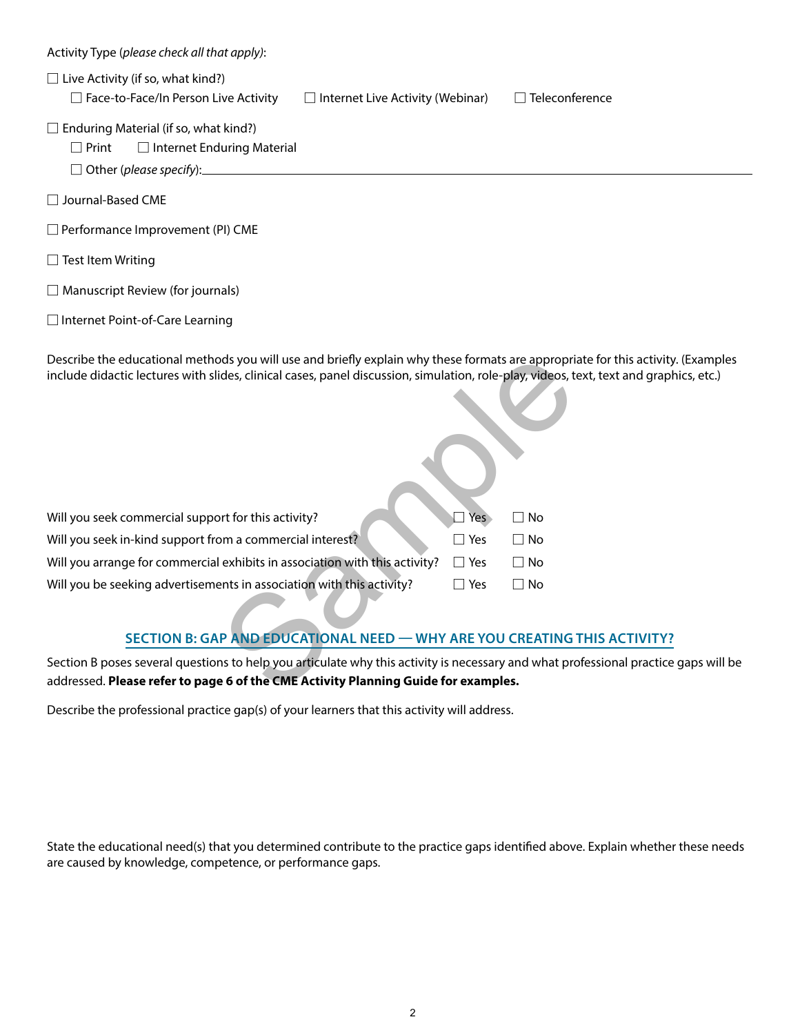Activity Type (*please check all that apply*):

☐ Live Activity (if so, what kind?)

☐ Face-to-Face/In Person Live Activity ☐ Internet Live Activity (Webinar) ☐ Teleconference

☐ Enduring Material (if so, what kind?)

☐ Print ☐ Internet Enduring Material

☐ Other (*please specify*): ____________________

☐ Journal-Based CME

☐ Performance Improvement (PI) CME

☐ Test Item Writing

☐ Manuscript Review (for journals)

☐ Internet Point-of-Care Learning

Describe the educational methods you will use and briefly explain why these formats are appropriate for this activity. (Examples include didactic lectures with slides, clinical cases, panel discussion, simulation, role-play, videos, text, text and graphics, etc.)

| | | |
|---|---|---|
| Will you seek commercial support for this activity? | ☐ Yes | ☐ No |
| Will you seek in-kind support from a commercial interest? | ☐ Yes | ☐ No |
| Will you arrange for commercial exhibits in association with this activity? | ☐ Yes | ☐ No |
| Will you be seeking advertisements in association with this activity? | ☐ Yes | ☐ No |

## SECTION B: GAP AND EDUCATIONAL NEED — WHY ARE YOU CREATING THIS ACTIVITY?

Section B poses several questions to help you articulate why this activity is necessary and what professional practice gaps will be addressed. **Please refer to page 6 of the CME Activity Planning Guide for examples.**

Describe the professional practice gap(s) of your learners that this activity will address.

State the educational need(s) that you determined contribute to the practice gaps identified above. Explain whether these needs are caused by knowledge, competence, or performance gaps.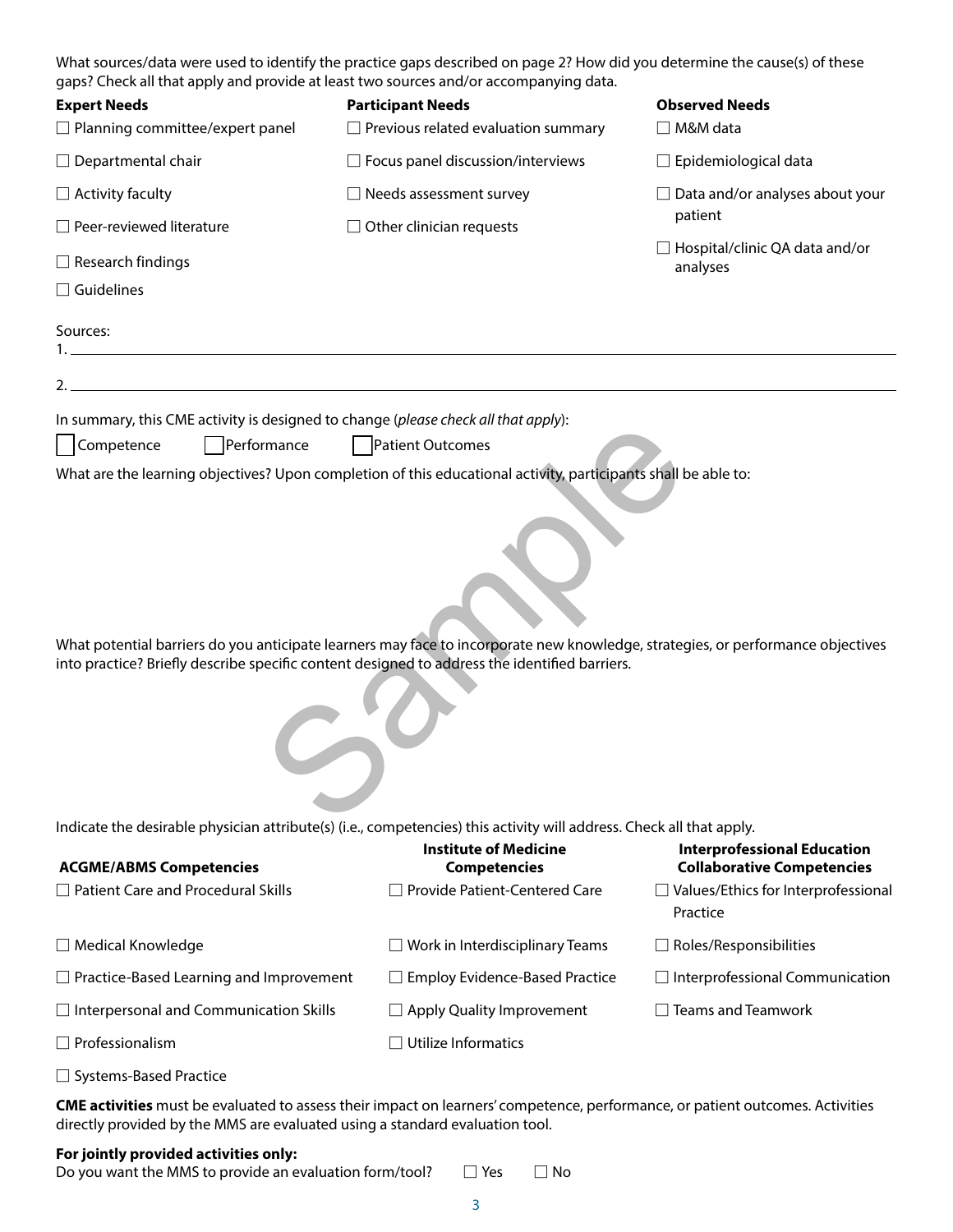What sources/data were used to identify the practice gaps described on page 2? How did you determine the cause(s) of these gaps? Check all that apply and provide at least two sources and/or accompanying data.

| **Expert Needs** | **Participant Needs** | **Observed Needs** |
|---|---|---|
| ☐ Planning committee/expert panel | ☐ Previous related evaluation summary | ☐ M&M data |
| ☐ Departmental chair | ☐ Focus panel discussion/interviews | ☐ Epidemiological data |
| ☐ Activity faculty | ☐ Needs assessment survey | ☐ Data and/or analyses about your patient |
| ☐ Peer-reviewed literature | ☐ Other clinician requests | ☐ Hospital/clinic QA data and/or analyses |
| ☐ Research findings | | |
| ☐ Guidelines | | |

Sources:

1. ______________________________________________

2. ______________________________________________

In summary, this CME activity is designed to change (*please check all that apply*):

☐ Competence ☐ Performance ☐ Patient Outcomes

What are the learning objectives? Upon completion of this educational activity, participants shall be able to:

What potential barriers do you anticipate learners may face to incorporate new knowledge, strategies, or performance objectives into practice? Briefly describe specific content designed to address the identified barriers.

Indicate the desirable physician attribute(s) (i.e., competencies) this activity will address. Check all that apply.

| **ACGME/ABMS Competencies** | **Institute of Medicine Competencies** | **Interprofessional Education Collaborative Competencies** |
|---|---|---|
| ☐ Patient Care and Procedural Skills | ☐ Provide Patient-Centered Care | ☐ Values/Ethics for Interprofessional Practice |
| ☐ Medical Knowledge | ☐ Work in Interdisciplinary Teams | ☐ Roles/Responsibilities |
| ☐ Practice-Based Learning and Improvement | ☐ Employ Evidence-Based Practice | ☐ Interprofessional Communication |
| ☐ Interpersonal and Communication Skills | ☐ Apply Quality Improvement | ☐ Teams and Teamwork |
| ☐ Professionalism | ☐ Utilize Informatics | |
| ☐ Systems-Based Practice | | |

**CME activities** must be evaluated to assess their impact on learners' competence, performance, or patient outcomes. Activities directly provided by the MMS are evaluated using a standard evaluation tool.

**For jointly provided activities only:**
Do you want the MMS to provide an evaluation form/tool? ☐ Yes ☐ No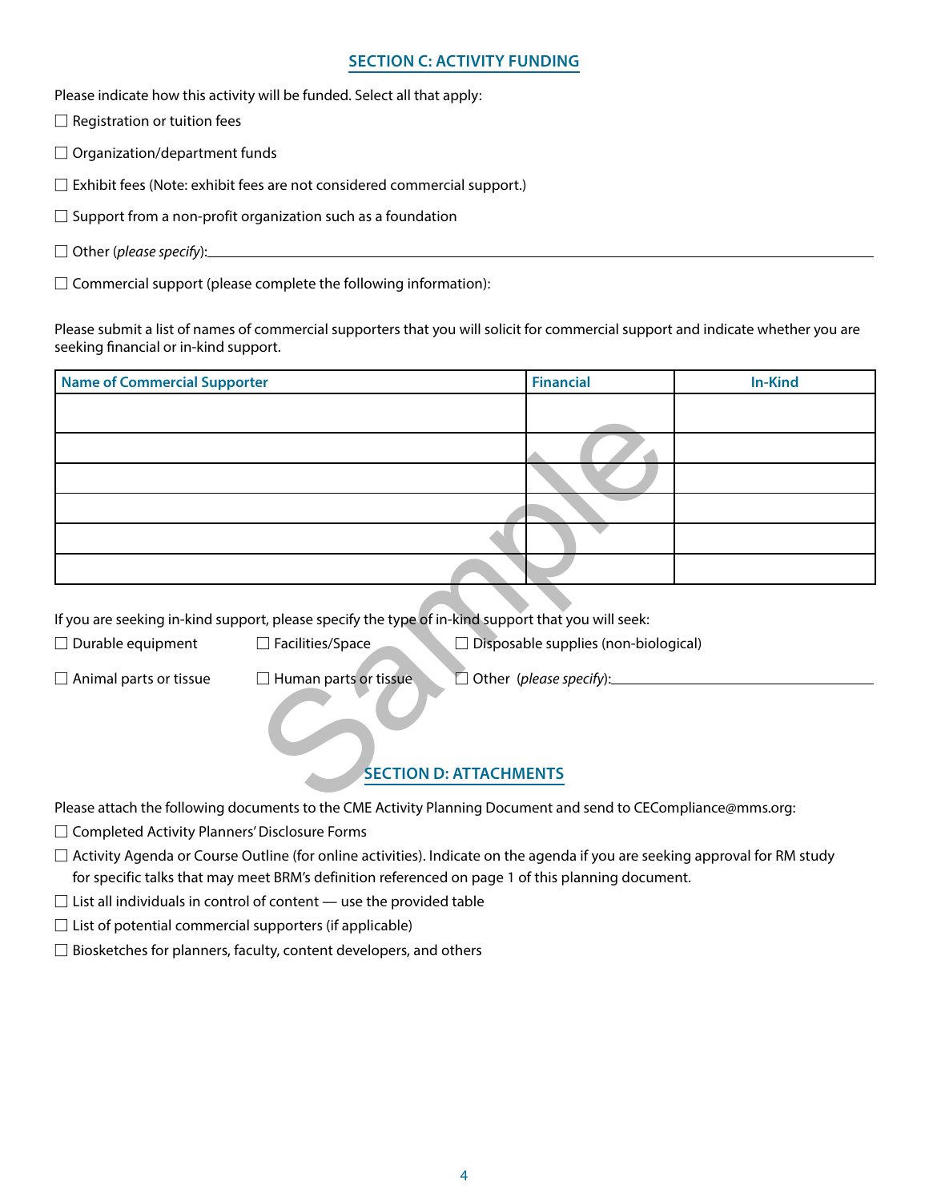## SECTION C: ACTIVITY FUNDING

Please indicate how this activity will be funded. Select all that apply:

☐ Registration or tuition fees

☐ Organization/department funds

☐ Exhibit fees (Note: exhibit fees are not considered commercial support.)

☐ Support from a non-profit organization such as a foundation

☐ Other (*please specify*):\_\_\_\_\_\_\_\_\_\_\_\_\_\_\_\_\_\_\_\_\_\_\_\_\_\_\_\_\_\_\_\_

☐ Commercial support (please complete the following information):

Please submit a list of names of commercial supporters that you will solicit for commercial support and indicate whether you are seeking financial or in-kind support.

| Name of Commercial Supporter | Financial | In-Kind |
|---|---|---|
| | | |
| | | |
| | | |
| | | |
| | | |
| | | |

If you are seeking in-kind support, please specify the type of in-kind support that you will seek:

☐ Durable equipment ☐ Facilities/Space ☐ Disposable supplies (non-biological)

☐ Animal parts or tissue ☐ Human parts or tissue ☐ Other (*please specify*):\_\_\_\_\_\_\_\_\_\_\_\_\_\_\_\_\_\_\_\_\_\_\_\_\_\_\_\_\_\_\_\_

## SECTION D: ATTACHMENTS

Please attach the following documents to the CME Activity Planning Document and send to CECompliance@mms.org:

☐ Completed Activity Planners' Disclosure Forms

☐ Activity Agenda or Course Outline (for online activities). Indicate on the agenda if you are seeking approval for RM study for specific talks that may meet BRM's definition referenced on page 1 of this planning document.

☐ List all individuals in control of content — use the provided table

☐ List of potential commercial supporters (if applicable)

☐ Biosketches for planners, faculty, content developers, and others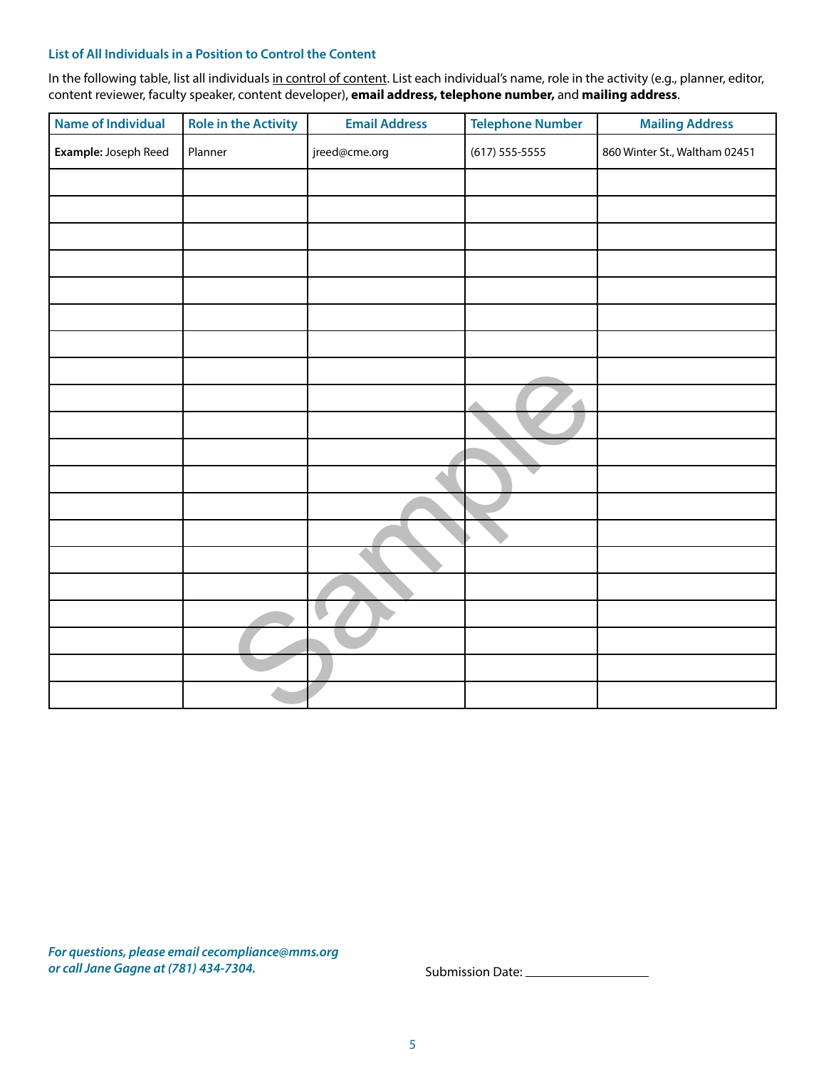### List of All Individuals in a Position to Control the Content

In the following table, list all individuals in control of content. List each individual's name, role in the activity (e.g., planner, editor, content reviewer, faculty speaker, content developer), **email address, telephone number,** and **mailing address**.

| Name of Individual | Role in the Activity | Email Address | Telephone Number | Mailing Address |
|---|---|---|---|---|
| **Example:** Joseph Reed | Planner | jreed@cme.org | (617) 555-5555 | 860 Winter St., Waltham 02451 |
| | | | | |
| | | | | |
| | | | | |
| | | | | |
| | | | | |
| | | | | |
| | | | | |
| | | | | |
| | | | | |
| | | | | |
| | | | | |
| | | | | |
| | | | | |
| | | | | |
| | | | | |
| | | | | |
| | | | | |
| | | | | |
| | | | | |
| | | | | |

Sample

***For questions, please email cecompliance@mms.org or call Jane Gagne at (781) 434-7304.***

Submission Date: ____________________